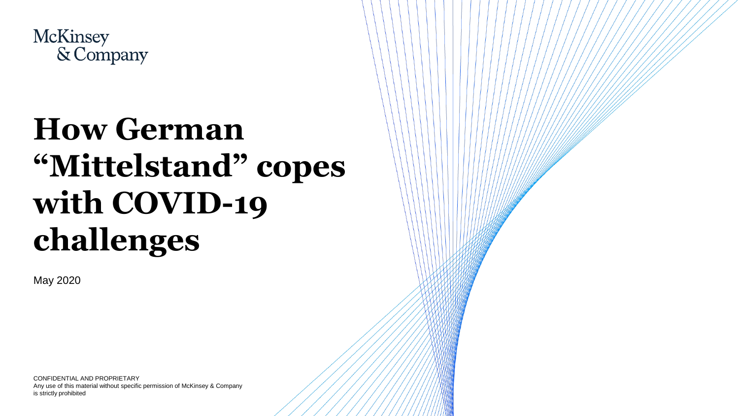McKinsey & Company

# How German “Mittelstand” copes with COVID-19 challenges

May 2020

CONFIDENTIAL AND PROPRIETARY
Any use of this material without specific permission of McKinsey & Company is strictly prohibited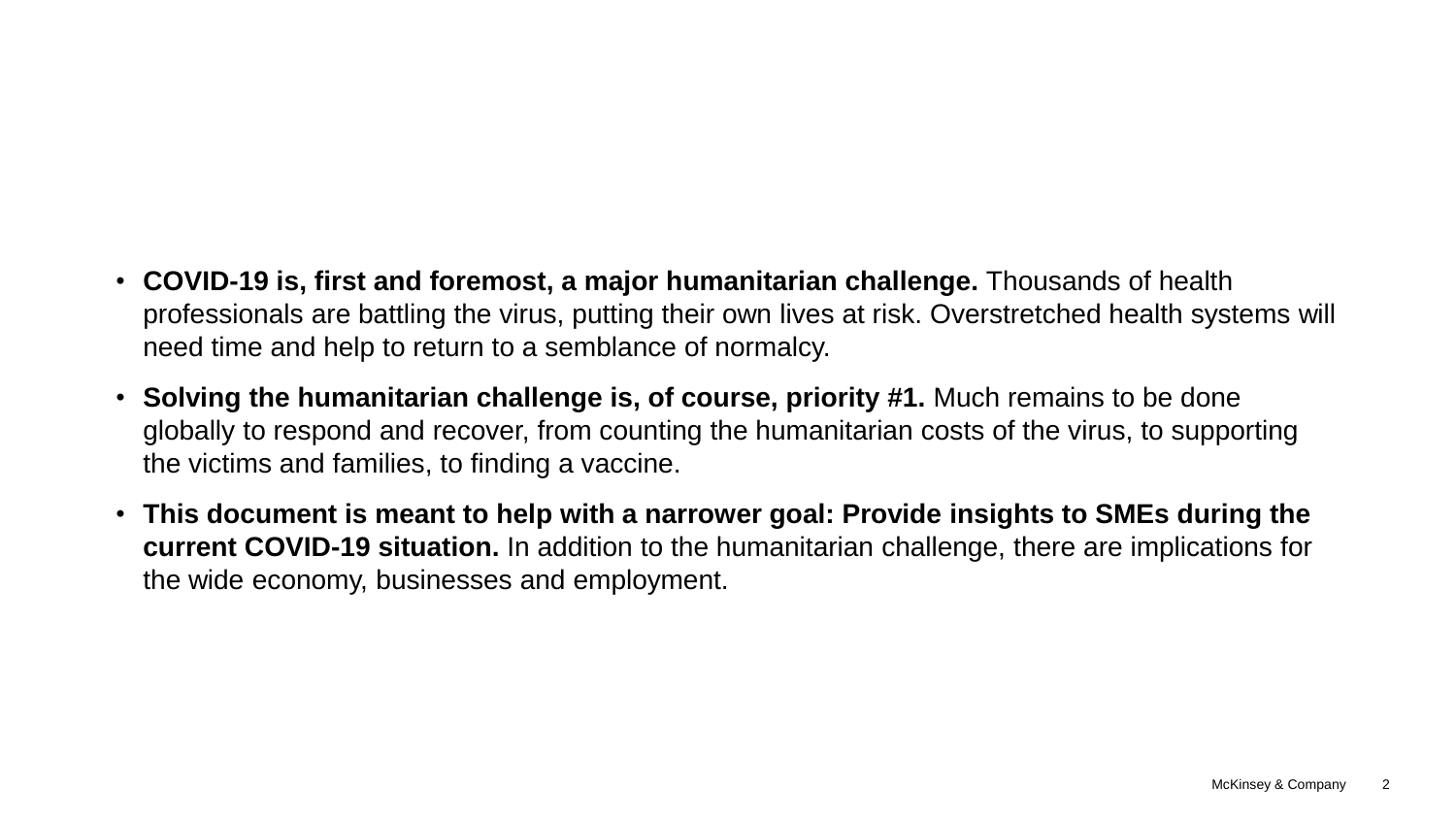- **COVID-19 is, first and foremost, a major humanitarian challenge.** Thousands of health professionals are battling the virus, putting their own lives at risk. Overstretched health systems will need time and help to return to a semblance of normalcy.
- **Solving the humanitarian challenge is, of course, priority #1.** Much remains to be done globally to respond and recover, from counting the humanitarian costs of the virus, to supporting the victims and families, to finding a vaccine.
- **This document is meant to help with a narrower goal: Provide insights to SMEs during the current COVID-19 situation.** In addition to the humanitarian challenge, there are implications for the wide economy, businesses and employment.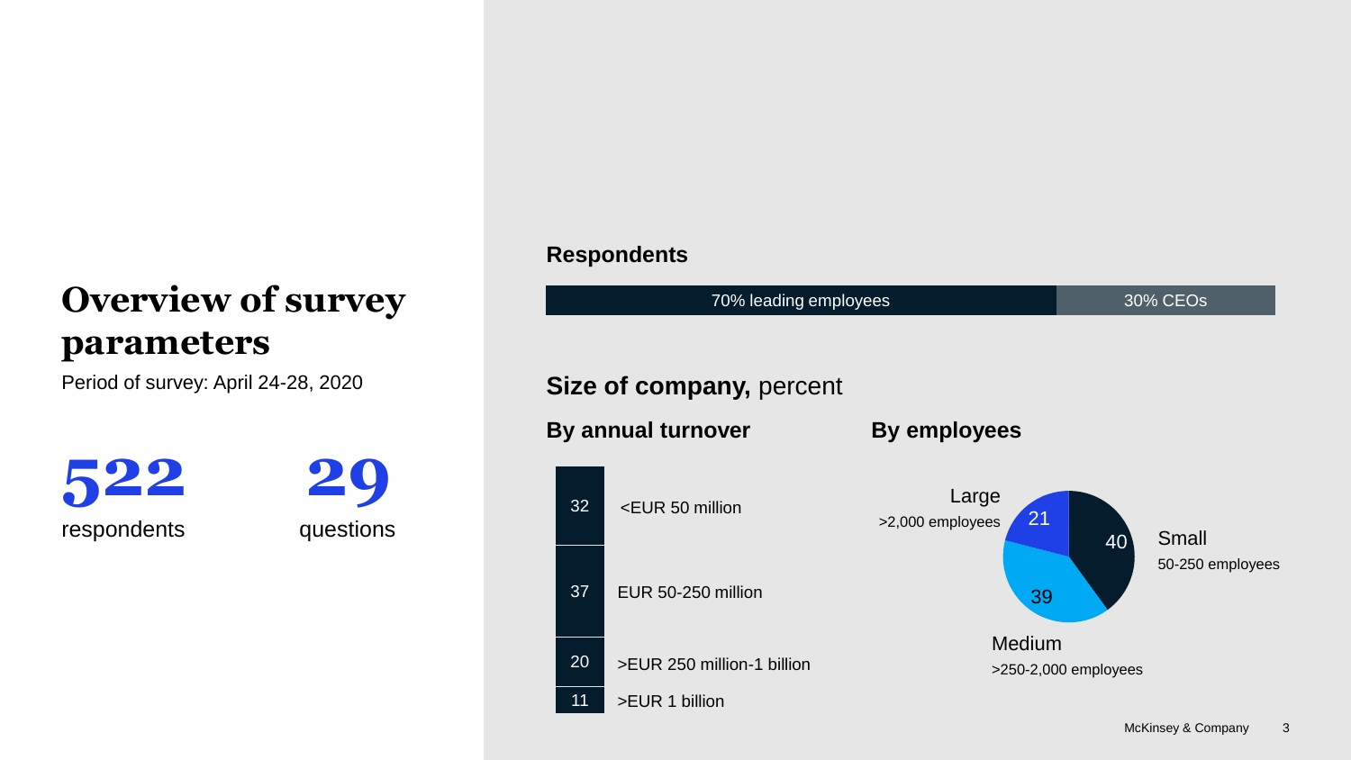# Overview of survey parameters

Period of survey: April 24-28, 2020

**522** respondents

**29** questions

## Respondents

| 70% leading employees | 30% CEOs |
|---|---|

## Size of company, percent

### By annual turnover

| Percent | Annual turnover |
|---|---|
| 32 | <EUR 50 million |
| 37 | EUR 50-250 million |
| 20 | >EUR 250 million-1 billion |
| 11 | >EUR 1 billion |

### By employees

| Percent | Size | Employees |
|---|---|---|
| 40 | Small | 50-250 employees |
| 39 | Medium | >250-2,000 employees |
| 21 | Large | >2,000 employees |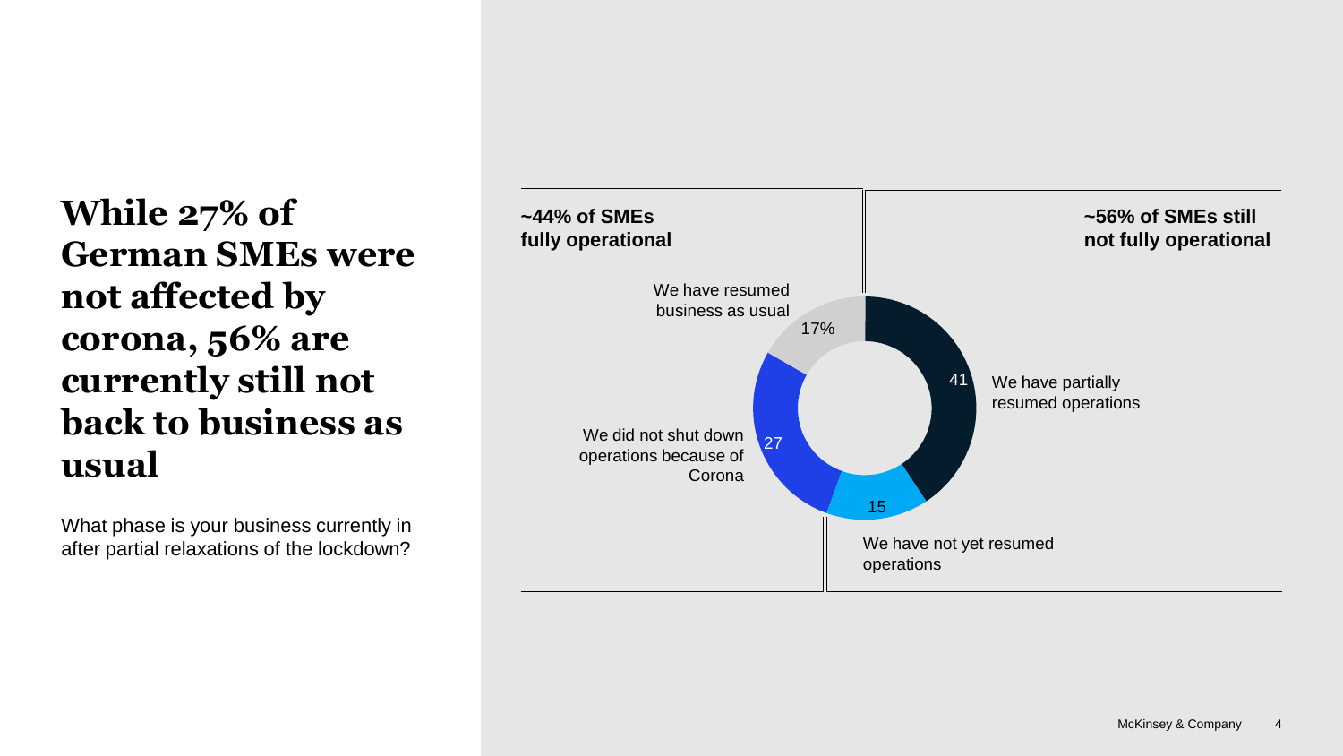# While 27% of German SMEs were not affected by corona, 56% are currently still not back to business as usual

What phase is your business currently in after partial relaxations of the lockdown?

**~44% of SMEs fully operational**

- We have resumed business as usual: 17%
- We did not shut down operations because of Corona: 27

**~56% of SMEs still not fully operational**

- We have partially resumed operations: 41
- We have not yet resumed operations: 15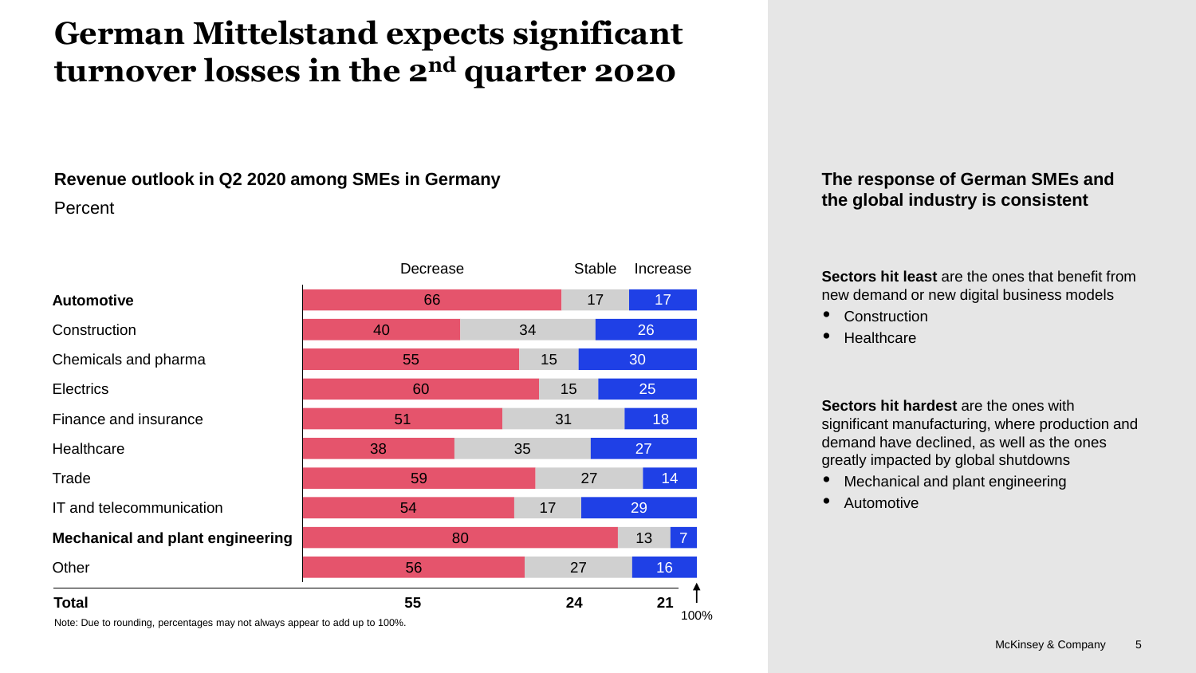# German Mittelstand expects significant turnover losses in the 2nd quarter 2020

**Revenue outlook in Q2 2020 among SMEs in Germany**

Percent

| | Decrease | Stable | Increase |
|---|---|---|---|
| **Automotive** | 66 | 17 | 17 |
| Construction | 40 | 34 | 26 |
| Chemicals and pharma | 55 | 15 | 30 |
| Electrics | 60 | 15 | 25 |
| Finance and insurance | 51 | 31 | 18 |
| Healthcare | 38 | 35 | 27 |
| Trade | 59 | 27 | 14 |
| IT and telecommunication | 54 | 17 | 29 |
| **Mechanical and plant engineering** | 80 | 13 | 7 |
| Other | 56 | 27 | 16 |
| **Total** | **55** | **24** | **21** |

100%

Note: Due to rounding, percentages may not always appear to add up to 100%.

**The response of German SMEs and the global industry is consistent**

**Sectors hit least** are the ones that benefit from new demand or new digital business models

- Construction
- Healthcare

**Sectors hit hardest** are the ones with significant manufacturing, where production and demand have declined, as well as the ones greatly impacted by global shutdowns

- Mechanical and plant engineering
- Automotive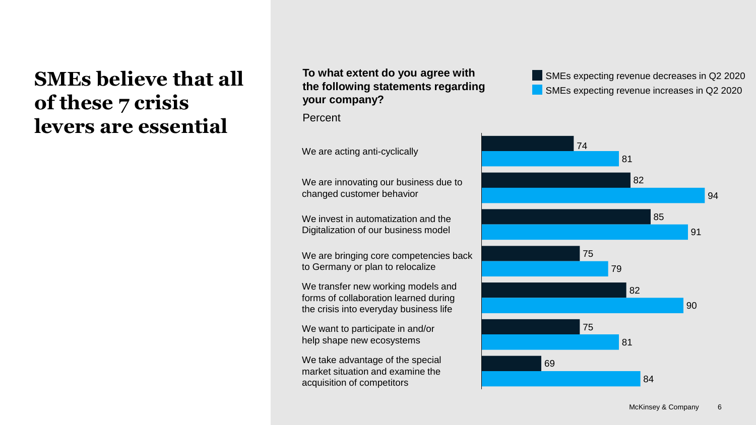# SMEs believe that all of these 7 crisis levers are essential

**To what extent do you agree with the following statements regarding your company?**

Percent

| Statement | SMEs expecting revenue decreases in Q2 2020 | SMEs expecting revenue increases in Q2 2020 |
|---|---|---|
| We are acting anti-cyclically | 74 | 81 |
| We are innovating our business due to changed customer behavior | 82 | 94 |
| We invest in automatization and the Digitalization of our business model | 85 | 91 |
| We are bringing core competencies back to Germany or plan to relocalize | 75 | 79 |
| We transfer new working models and forms of collaboration learned during the crisis into everyday business life | 82 | 90 |
| We want to participate in and/or help shape new ecosystems | 75 | 81 |
| We take advantage of the special market situation and examine the acquisition of competitors | 69 | 84 |

McKinsey & Company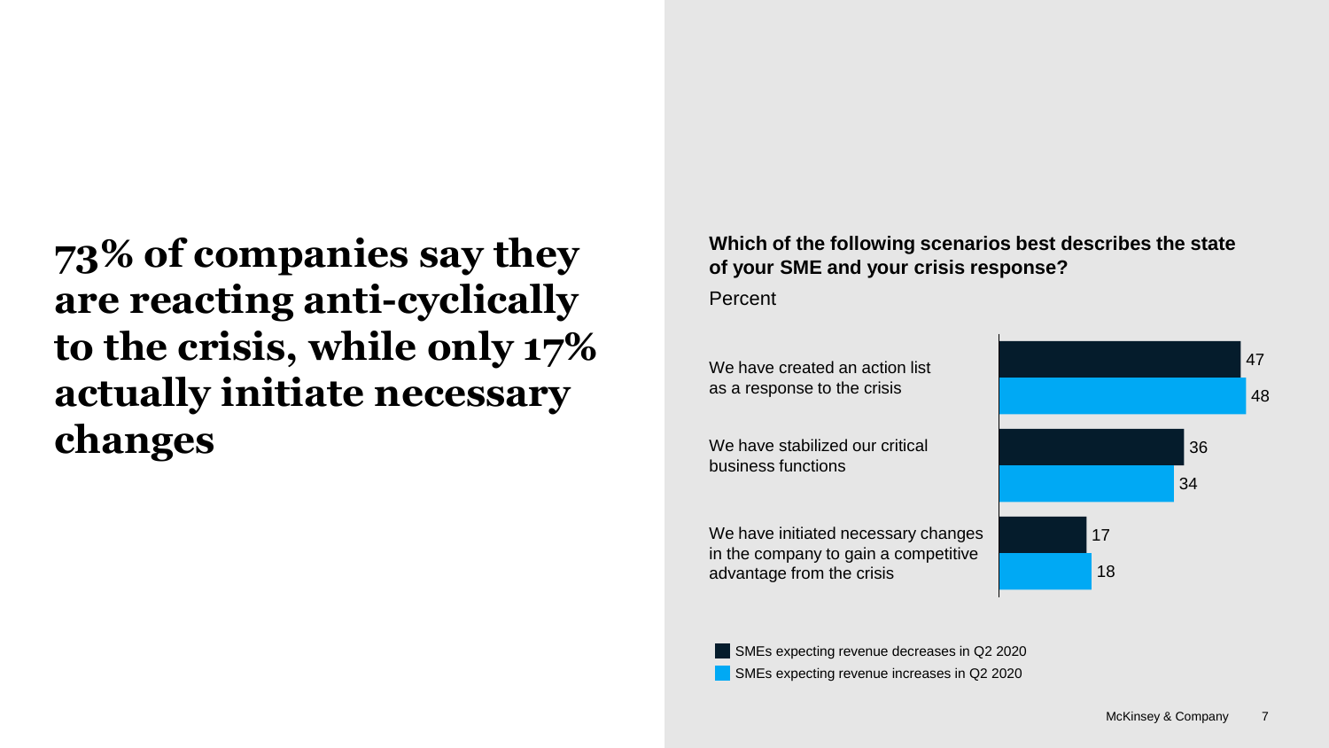# 73% of companies say they are reacting anti-cyclically to the crisis, while only 17% actually initiate necessary changes

**Which of the following scenarios best describes the state of your SME and your crisis response?**

Percent

| | SMEs expecting revenue decreases in Q2 2020 | SMEs expecting revenue increases in Q2 2020 |
|---|---|---|
| We have created an action list as a response to the crisis | 47 | 48 |
| We have stabilized our critical business functions | 36 | 34 |
| We have initiated necessary changes in the company to gain a competitive advantage from the crisis | 17 | 18 |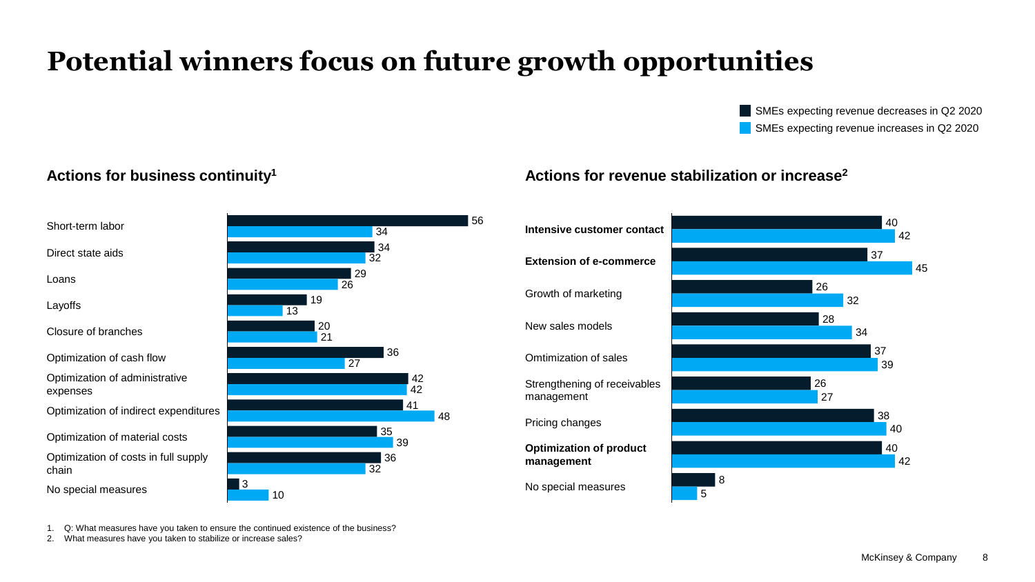# Potential winners focus on future growth opportunities

■ SMEs expecting revenue decreases in Q2 2020
■ SMEs expecting revenue increases in Q2 2020

## Actions for business continuity[1]

| Action | SMEs expecting revenue decreases in Q2 2020 | SMEs expecting revenue increases in Q2 2020 |
|---|---|---|
| Short-term labor | 56 | 34 |
| Direct state aids | 34 | 32 |
| Loans | 29 | 26 |
| Layoffs | 19 | 13 |
| Closure of branches | 20 | 21 |
| Optimization of cash flow | 36 | 27 |
| Optimization of administrative expenses | 42 | 42 |
| Optimization of indirect expenditures | 41 | 48 |
| Optimization of material costs | 35 | 39 |
| Optimization of costs in full supply chain | 36 | 32 |
| No special measures | 3 | 10 |

## Actions for revenue stabilization or increase[2]

| Action | SMEs expecting revenue decreases in Q2 2020 | SMEs expecting revenue increases in Q2 2020 |
|---|---|---|
| **Intensive customer contact** | 40 | 42 |
| **Extension of e-commerce** | 37 | 45 |
| Growth of marketing | 26 | 32 |
| New sales models | 28 | 34 |
| Omtimization of sales | 37 | 39 |
| Strengthening of receivables management | 26 | 27 |
| Pricing changes | 38 | 40 |
| **Optimization of product management** | 40 | 42 |
| No special measures | 8 | 5 |

1. Q: What measures have you taken to ensure the continued existence of the business?
2. What measures have you taken to stabilize or increase sales?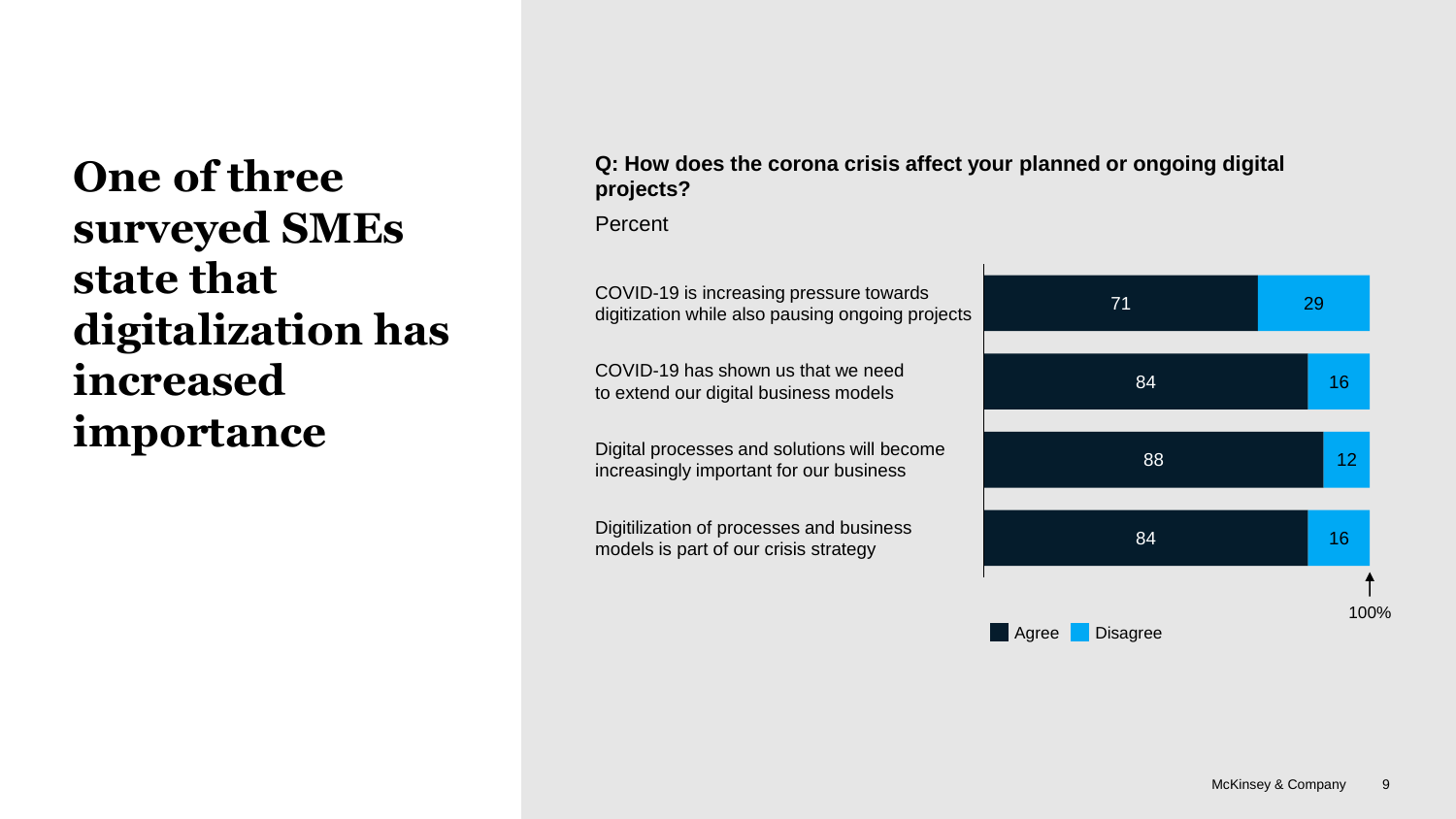# One of three surveyed SMEs state that digitalization has increased importance

**Q: How does the corona crisis affect your planned or ongoing digital projects?**

Percent

| Statement | Agree | Disagree |
| --- | --- | --- |
| COVID-19 is increasing pressure towards digitization while also pausing ongoing projects | 71 | 29 |
| COVID-19 has shown us that we need to extend our digital business models | 84 | 16 |
| Digital processes and solutions will become increasingly important for our business | 88 | 12 |
| Digitilization of processes and business models is part of our crisis strategy | 84 | 16 |

100%

Agree · Disagree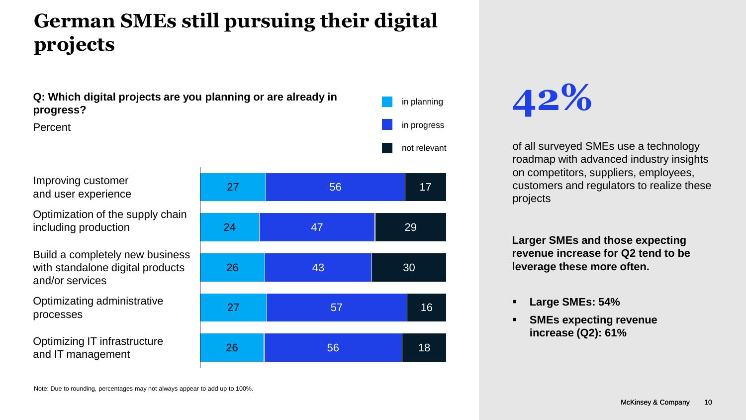# German SMEs still pursuing their digital projects

**Q: Which digital projects are you planning or are already in progress?**

Percent

| | in planning | in progress | not relevant |
|---|---|---|---|
| Improving customer and user experience | 27 | 56 | 17 |
| Optimization of the supply chain including production | 24 | 47 | 29 |
| Build a completely new business with standalone digital products and/or services | 26 | 43 | 30 |
| Optimizating administrative processes | 27 | 57 | 16 |
| Optimizing IT infrastructure and IT management | 26 | 56 | 18 |

Note: Due to rounding, percentages may not always appear to add up to 100%.

**42%**

of all surveyed SMEs use a technology roadmap with advanced industry insights on competitors, suppliers, employees, customers and regulators to realize these projects

**Larger SMEs and those expecting revenue increase for Q2 tend to be leverage these more often.**

- **Large SMEs: 54%**
- **SMEs expecting revenue increase (Q2): 61%**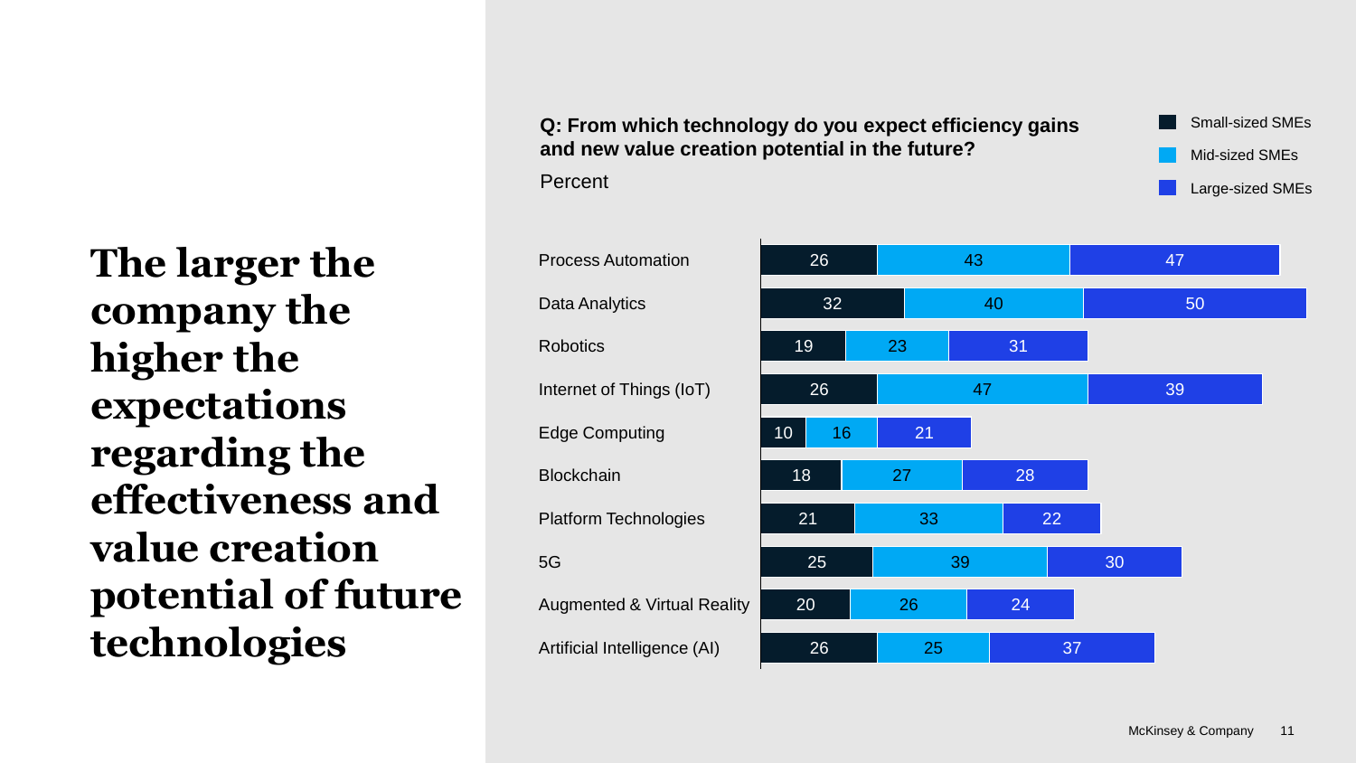# The larger the company the higher the expectations regarding the effectiveness and value creation potential of future technologies

**Q: From which technology do you expect efficiency gains and new value creation potential in the future?**

Percent

| Technology | Small-sized SMEs | Mid-sized SMEs | Large-sized SMEs |
|---|---|---|---|
| Process Automation | 26 | 43 | 47 |
| Data Analytics | 32 | 40 | 50 |
| Robotics | 19 | 23 | 31 |
| Internet of Things (IoT) | 26 | 47 | 39 |
| Edge Computing | 10 | 16 | 21 |
| Blockchain | 18 | 27 | 28 |
| Platform Technologies | 21 | 33 | 22 |
| 5G | 25 | 39 | 30 |
| Augmented & Virtual Reality | 20 | 26 | 24 |
| Artificial Intelligence (AI) | 26 | 25 | 37 |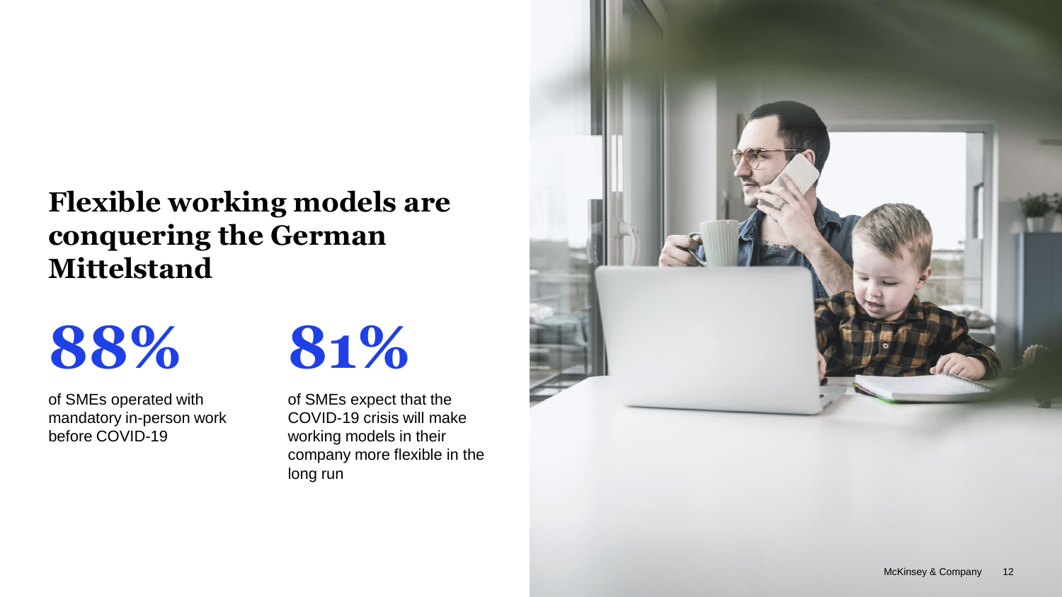# Flexible working models are conquering the German Mittelstand

**88%**

of SMEs operated with mandatory in-person work before COVID-19

**81%**

of SMEs expect that the COVID-19 crisis will make working models in their company more flexible in the long run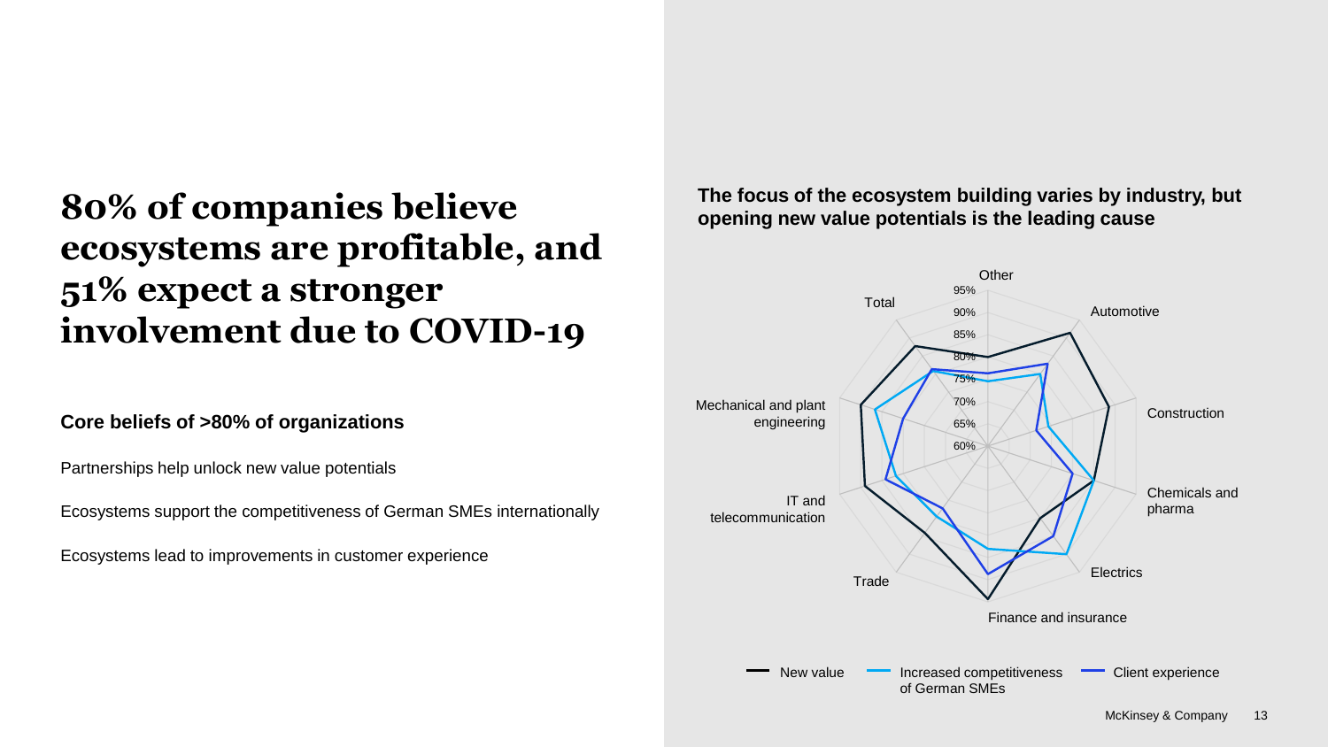# 80% of companies believe ecosystems are profitable, and 51% expect a stronger involvement due to COVID-19

**Core beliefs of >80% of organizations**

Partnerships help unlock new value potentials

Ecosystems support the competitiveness of German SMEs internationally

Ecosystems lead to improvements in customer experience

**The focus of the ecosystem building varies by industry, but opening new value potentials is the leading cause**

Other, Automotive, Construction, Chemicals and pharma, Electrics, Finance and insurance, Trade, IT and telecommunication, Mechanical and plant engineering, Total

95%, 90%, 85%, 80%, 75%, 70%, 65%, 60%

New value — Increased competitiveness of German SMEs — Client experience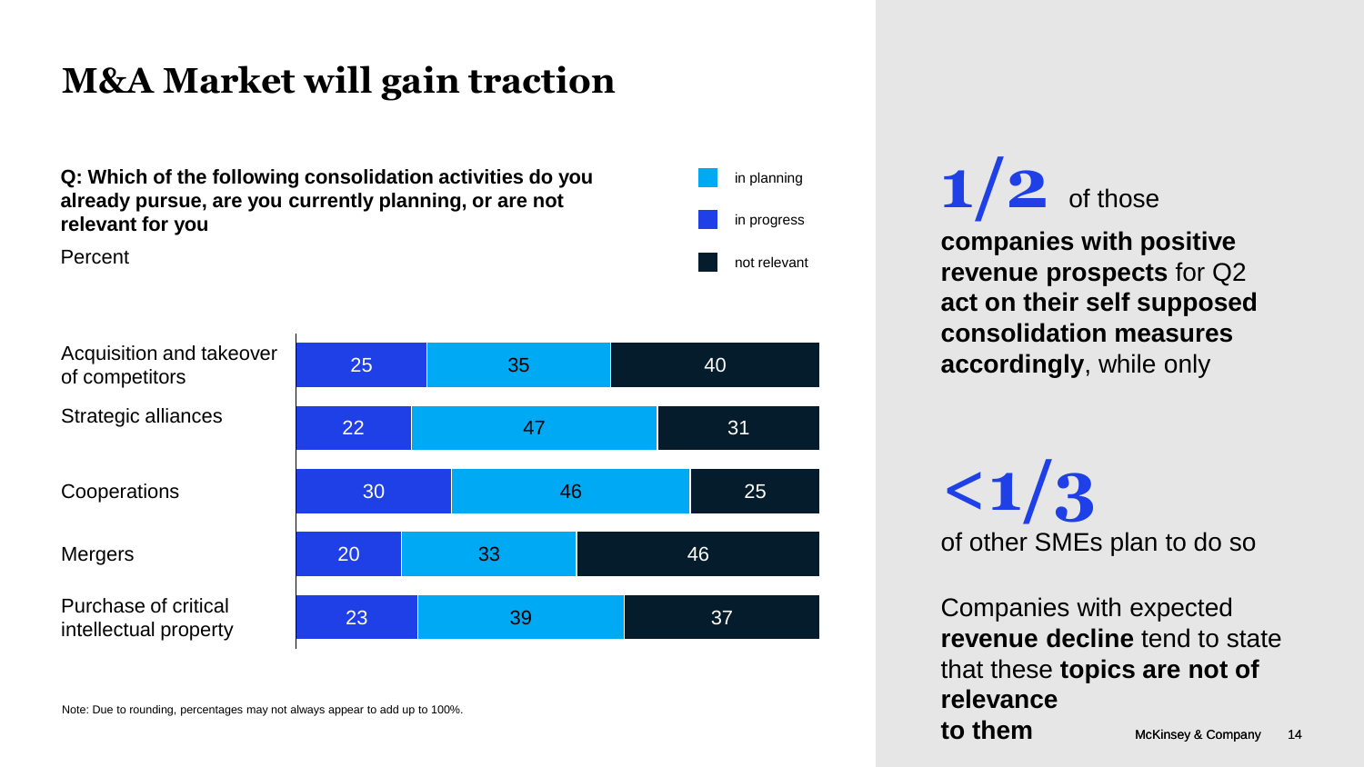# M&A Market will gain traction

**Q: Which of the following consolidation activities do you already pursue, are you currently planning, or are not relevant for you**

Percent

| | in progress | in planning | not relevant |
|---|---|---|---|
| Acquisition and takeover of competitors | 25 | 35 | 40 |
| Strategic alliances | 22 | 47 | 31 |
| Cooperations | 30 | 46 | 25 |
| Mergers | 20 | 33 | 46 |
| Purchase of critical intellectual property | 23 | 39 | 37 |

Note: Due to rounding, percentages may not always appear to add up to 100%.

**1/2** of those **companies with positive revenue prospects** for Q2 **act on their self supposed consolidation measures accordingly**, while only

**<1/3** of other SMEs plan to do so

Companies with expected **revenue decline** tend to state that these **topics are not of relevance to them**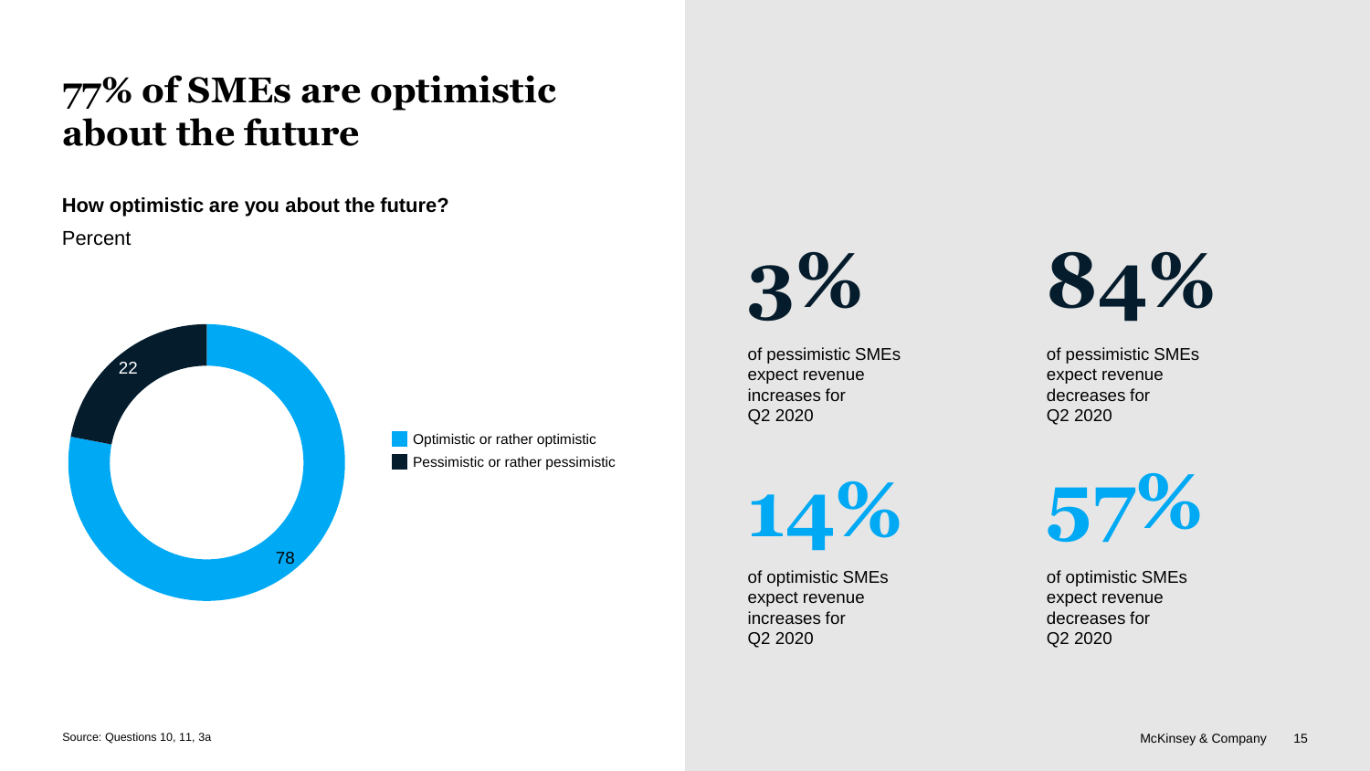# 77% of SMEs are optimistic about the future

**How optimistic are you about the future?**

Percent

| Response | Percent |
|---|---|
| Optimistic or rather optimistic | 78 |
| Pessimistic or rather pessimistic | 22 |

**3%**

of pessimistic SMEs expect revenue increases for Q2 2020

**84%**

of pessimistic SMEs expect revenue decreases for Q2 2020

**14%**

of optimistic SMEs expect revenue increases for Q2 2020

**57%**

of optimistic SMEs expect revenue decreases for Q2 2020

Source: Questions 10, 11, 3a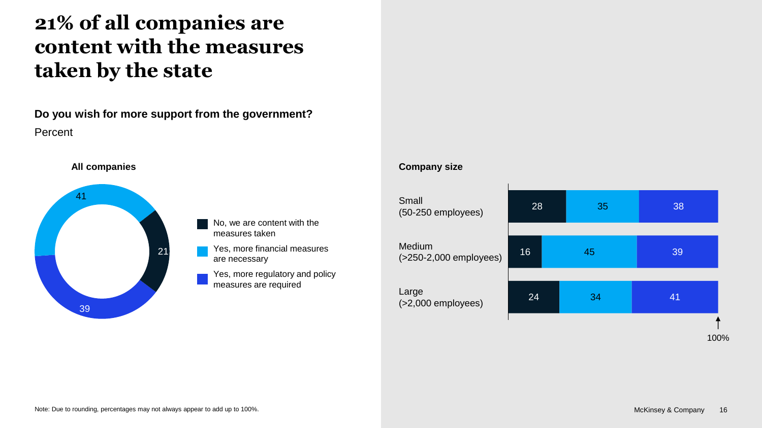# 21% of all companies are content with the measures taken by the state

**Do you wish for more support from the government?**

Percent

**All companies**

| Response | Percent |
| --- | --- |
| No, we are content with the measures taken | 21 |
| Yes, more financial measures are necessary | 41 |
| Yes, more regulatory and policy measures are required | 39 |

**Company size**

| Company size | No, we are content with the measures taken | Yes, more financial measures are necessary | Yes, more regulatory and policy measures are required |
| --- | --- | --- | --- |
| Small (50-250 employees) | 28 | 35 | 38 |
| Medium (>250-2,000 employees) | 16 | 45 | 39 |
| Large (>2,000 employees) | 24 | 34 | 41 |

100%

Note: Due to rounding, percentages may not always appear to add up to 100%.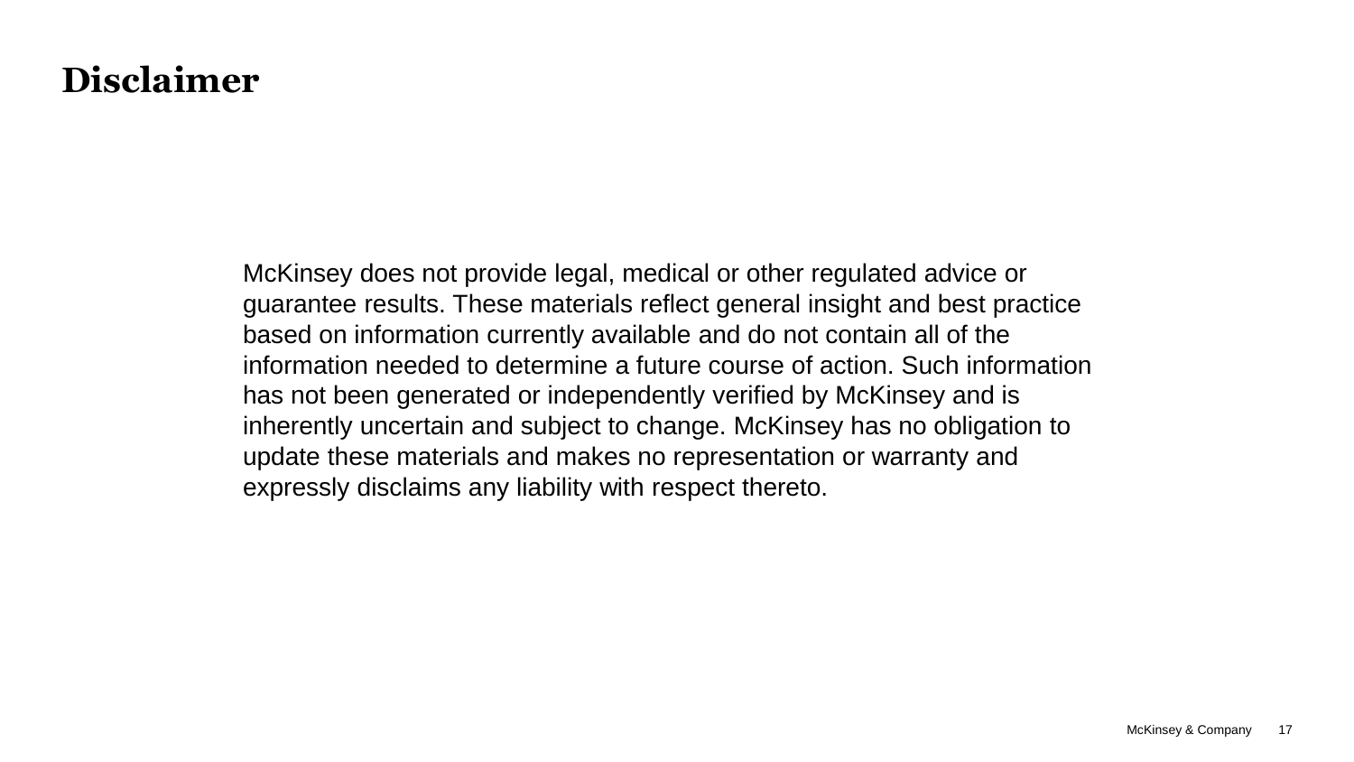# Disclaimer

McKinsey does not provide legal, medical or other regulated advice or guarantee results. These materials reflect general insight and best practice based on information currently available and do not contain all of the information needed to determine a future course of action. Such information has not been generated or independently verified by McKinsey and is inherently uncertain and subject to change. McKinsey has no obligation to update these materials and makes no representation or warranty and expressly disclaims any liability with respect thereto.